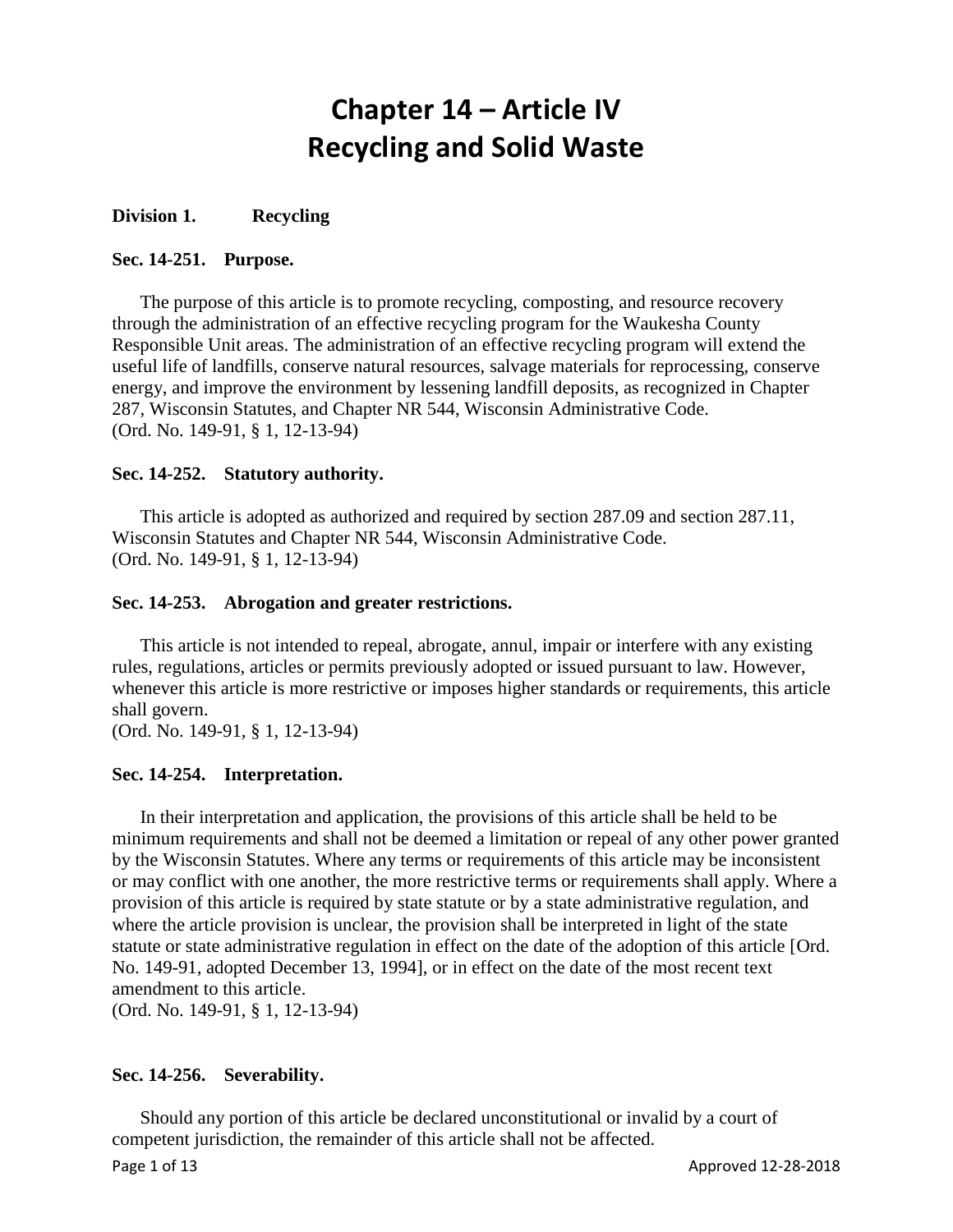# Chapter 14 – Article IV
# Recycling and Solid Waste

**Division 1. Recycling**

**Sec. 14-251. Purpose.**

The purpose of this article is to promote recycling, composting, and resource recovery through the administration of an effective recycling program for the Waukesha County Responsible Unit areas. The administration of an effective recycling program will extend the useful life of landfills, conserve natural resources, salvage materials for reprocessing, conserve energy, and improve the environment by lessening landfill deposits, as recognized in Chapter 287, Wisconsin Statutes, and Chapter NR 544, Wisconsin Administrative Code.
(Ord. No. 149-91, § 1, 12-13-94)

**Sec. 14-252. Statutory authority.**

This article is adopted as authorized and required by section 287.09 and section 287.11, Wisconsin Statutes and Chapter NR 544, Wisconsin Administrative Code.
(Ord. No. 149-91, § 1, 12-13-94)

**Sec. 14-253. Abrogation and greater restrictions.**

This article is not intended to repeal, abrogate, annul, impair or interfere with any existing rules, regulations, articles or permits previously adopted or issued pursuant to law. However, whenever this article is more restrictive or imposes higher standards or requirements, this article shall govern.
(Ord. No. 149-91, § 1, 12-13-94)

**Sec. 14-254. Interpretation.**

In their interpretation and application, the provisions of this article shall be held to be minimum requirements and shall not be deemed a limitation or repeal of any other power granted by the Wisconsin Statutes. Where any terms or requirements of this article may be inconsistent or may conflict with one another, the more restrictive terms or requirements shall apply. Where a provision of this article is required by state statute or by a state administrative regulation, and where the article provision is unclear, the provision shall be interpreted in light of the state statute or state administrative regulation in effect on the date of the adoption of this article [Ord. No. 149-91, adopted December 13, 1994], or in effect on the date of the most recent text amendment to this article.
(Ord. No. 149-91, § 1, 12-13-94)

**Sec. 14-256. Severability.**

Should any portion of this article be declared unconstitutional or invalid by a court of competent jurisdiction, the remainder of this article shall not be affected.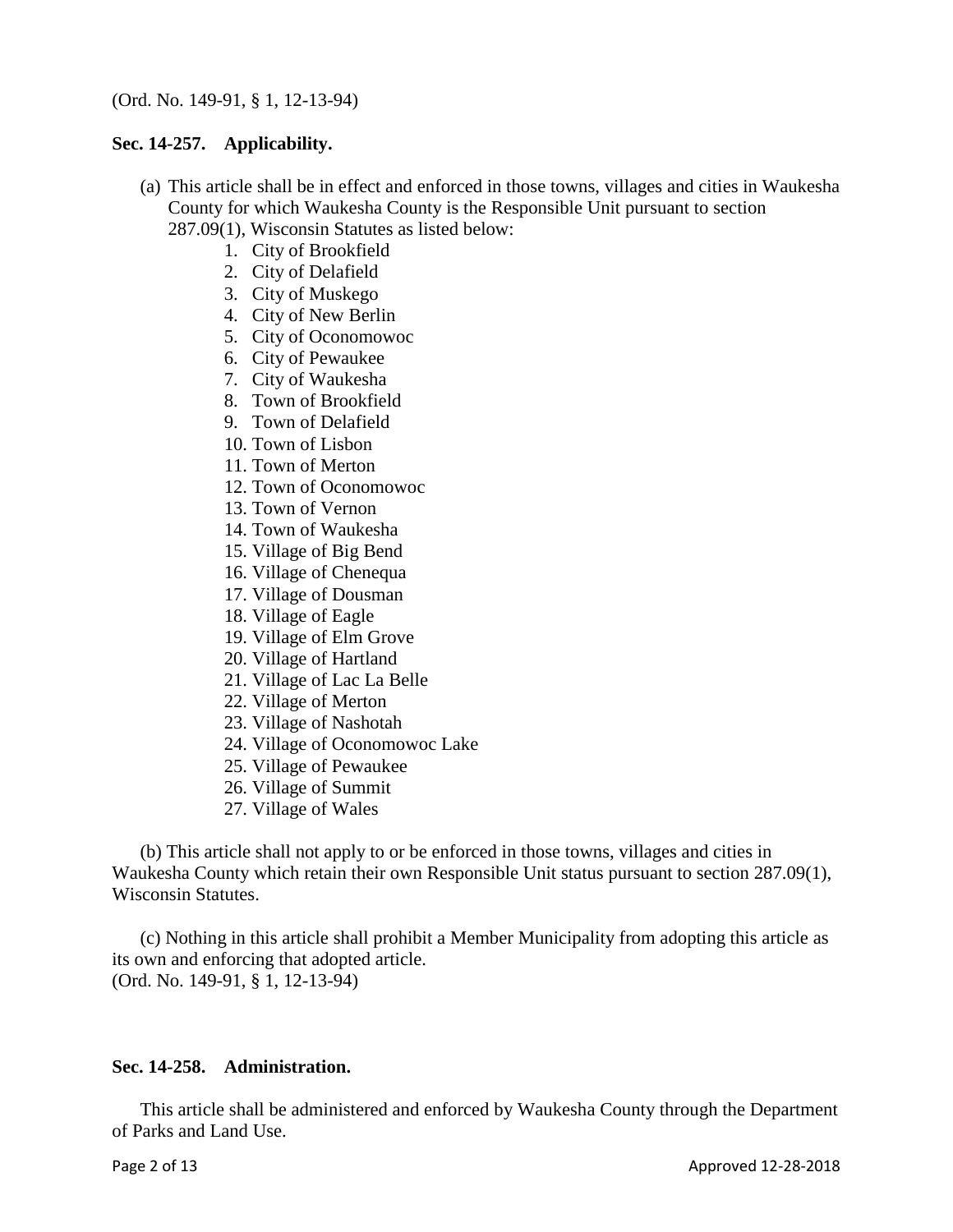(Ord. No. 149-91, § 1, 12-13-94)

**Sec. 14-257. Applicability.**

(a) This article shall be in effect and enforced in those towns, villages and cities in Waukesha County for which Waukesha County is the Responsible Unit pursuant to section 287.09(1), Wisconsin Statutes as listed below:

1. City of Brookfield
2. City of Delafield
3. City of Muskego
4. City of New Berlin
5. City of Oconomowoc
6. City of Pewaukee
7. City of Waukesha
8. Town of Brookfield
9. Town of Delafield
10. Town of Lisbon
11. Town of Merton
12. Town of Oconomowoc
13. Town of Vernon
14. Town of Waukesha
15. Village of Big Bend
16. Village of Chenequa
17. Village of Dousman
18. Village of Eagle
19. Village of Elm Grove
20. Village of Hartland
21. Village of Lac La Belle
22. Village of Merton
23. Village of Nashotah
24. Village of Oconomowoc Lake
25. Village of Pewaukee
26. Village of Summit
27. Village of Wales

(b) This article shall not apply to or be enforced in those towns, villages and cities in Waukesha County which retain their own Responsible Unit status pursuant to section 287.09(1), Wisconsin Statutes.

(c) Nothing in this article shall prohibit a Member Municipality from adopting this article as its own and enforcing that adopted article.
(Ord. No. 149-91, § 1, 12-13-94)

**Sec. 14-258. Administration.**

This article shall be administered and enforced by Waukesha County through the Department of Parks and Land Use.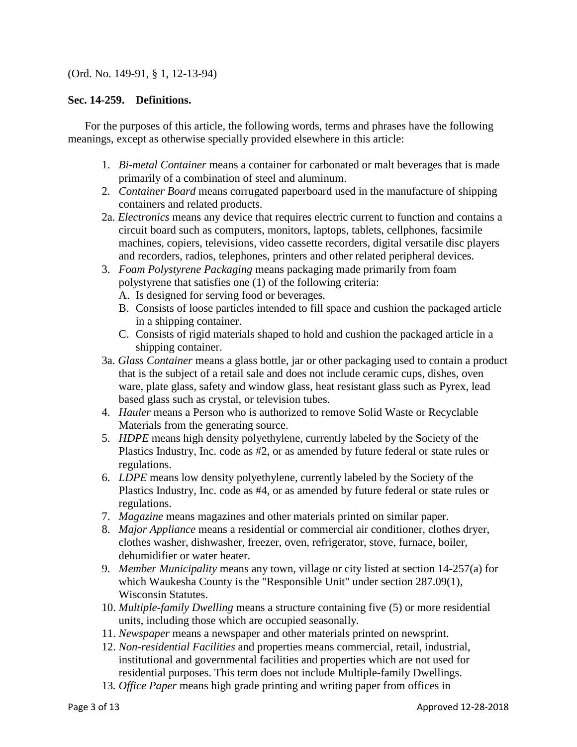(Ord. No. 149-91, § 1, 12-13-94)

**Sec. 14-259. Definitions.**

For the purposes of this article, the following words, terms and phrases have the following meanings, except as otherwise specially provided elsewhere in this article:

1. *Bi-metal Container* means a container for carbonated or malt beverages that is made primarily of a combination of steel and aluminum.
2. *Container Board* means corrugated paperboard used in the manufacture of shipping containers and related products.

2a. *Electronics* means any device that requires electric current to function and contains a circuit board such as computers, monitors, laptops, tablets, cellphones, facsimile machines, copiers, televisions, video cassette recorders, digital versatile disc players and recorders, radios, telephones, printers and other related peripheral devices.

3. *Foam Polystyrene Packaging* means packaging made primarily from foam polystyrene that satisfies one (1) of the following criteria:
   - A. Is designed for serving food or beverages.
   - B. Consists of loose particles intended to fill space and cushion the packaged article in a shipping container.
   - C. Consists of rigid materials shaped to hold and cushion the packaged article in a shipping container.

3a. *Glass Container* means a glass bottle, jar or other packaging used to contain a product that is the subject of a retail sale and does not include ceramic cups, dishes, oven ware, plate glass, safety and window glass, heat resistant glass such as Pyrex, lead based glass such as crystal, or television tubes.

4. *Hauler* means a Person who is authorized to remove Solid Waste or Recyclable Materials from the generating source.
5. *HDPE* means high density polyethylene, currently labeled by the Society of the Plastics Industry, Inc. code as #2, or as amended by future federal or state rules or regulations.
6. *LDPE* means low density polyethylene, currently labeled by the Society of the Plastics Industry, Inc. code as #4, or as amended by future federal or state rules or regulations.
7. *Magazine* means magazines and other materials printed on similar paper.
8. *Major Appliance* means a residential or commercial air conditioner, clothes dryer, clothes washer, dishwasher, freezer, oven, refrigerator, stove, furnace, boiler, dehumidifier or water heater.
9. *Member Municipality* means any town, village or city listed at section 14-257(a) for which Waukesha County is the "Responsible Unit" under section 287.09(1), Wisconsin Statutes.
10. *Multiple-family Dwelling* means a structure containing five (5) or more residential units, including those which are occupied seasonally.
11. *Newspaper* means a newspaper and other materials printed on newsprint.
12. *Non-residential Facilities* and properties means commercial, retail, industrial, institutional and governmental facilities and properties which are not used for residential purposes. This term does not include Multiple-family Dwellings.
13. *Office Paper* means high grade printing and writing paper from offices in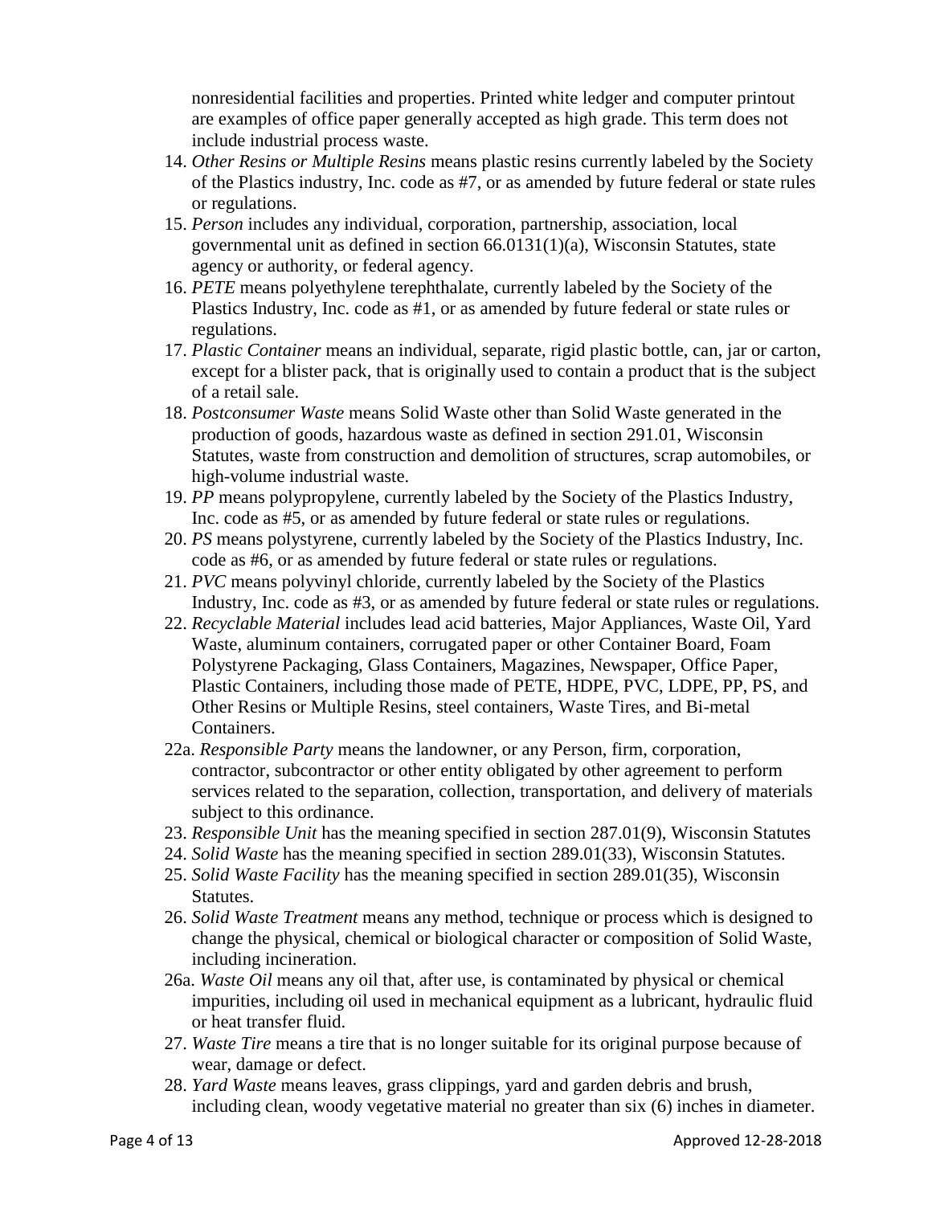nonresidential facilities and properties. Printed white ledger and computer printout are examples of office paper generally accepted as high grade. This term does not include industrial process waste.

14. *Other Resins or Multiple Resins* means plastic resins currently labeled by the Society of the Plastics industry, Inc. code as #7, or as amended by future federal or state rules or regulations.
15. *Person* includes any individual, corporation, partnership, association, local governmental unit as defined in section 66.0131(1)(a), Wisconsin Statutes, state agency or authority, or federal agency.
16. *PETE* means polyethylene terephthalate, currently labeled by the Society of the Plastics Industry, Inc. code as #1, or as amended by future federal or state rules or regulations.
17. *Plastic Container* means an individual, separate, rigid plastic bottle, can, jar or carton, except for a blister pack, that is originally used to contain a product that is the subject of a retail sale.
18. *Postconsumer Waste* means Solid Waste other than Solid Waste generated in the production of goods, hazardous waste as defined in section 291.01, Wisconsin Statutes, waste from construction and demolition of structures, scrap automobiles, or high-volume industrial waste.
19. *PP* means polypropylene, currently labeled by the Society of the Plastics Industry, Inc. code as #5, or as amended by future federal or state rules or regulations.
20. *PS* means polystyrene, currently labeled by the Society of the Plastics Industry, Inc. code as #6, or as amended by future federal or state rules or regulations.
21. *PVC* means polyvinyl chloride, currently labeled by the Society of the Plastics Industry, Inc. code as #3, or as amended by future federal or state rules or regulations.
22. *Recyclable Material* includes lead acid batteries, Major Appliances, Waste Oil, Yard Waste, aluminum containers, corrugated paper or other Container Board, Foam Polystyrene Packaging, Glass Containers, Magazines, Newspaper, Office Paper, Plastic Containers, including those made of PETE, HDPE, PVC, LDPE, PP, PS, and Other Resins or Multiple Resins, steel containers, Waste Tires, and Bi-metal Containers.

22a. *Responsible Party* means the landowner, or any Person, firm, corporation, contractor, subcontractor or other entity obligated by other agreement to perform services related to the separation, collection, transportation, and delivery of materials subject to this ordinance.

23. *Responsible Unit* has the meaning specified in section 287.01(9), Wisconsin Statutes
24. *Solid Waste* has the meaning specified in section 289.01(33), Wisconsin Statutes.
25. *Solid Waste Facility* has the meaning specified in section 289.01(35), Wisconsin Statutes.
26. *Solid Waste Treatment* means any method, technique or process which is designed to change the physical, chemical or biological character or composition of Solid Waste, including incineration.

26a. *Waste Oil* means any oil that, after use, is contaminated by physical or chemical impurities, including oil used in mechanical equipment as a lubricant, hydraulic fluid or heat transfer fluid.

27. *Waste Tire* means a tire that is no longer suitable for its original purpose because of wear, damage or defect.
28. *Yard Waste* means leaves, grass clippings, yard and garden debris and brush, including clean, woody vegetative material no greater than six (6) inches in diameter.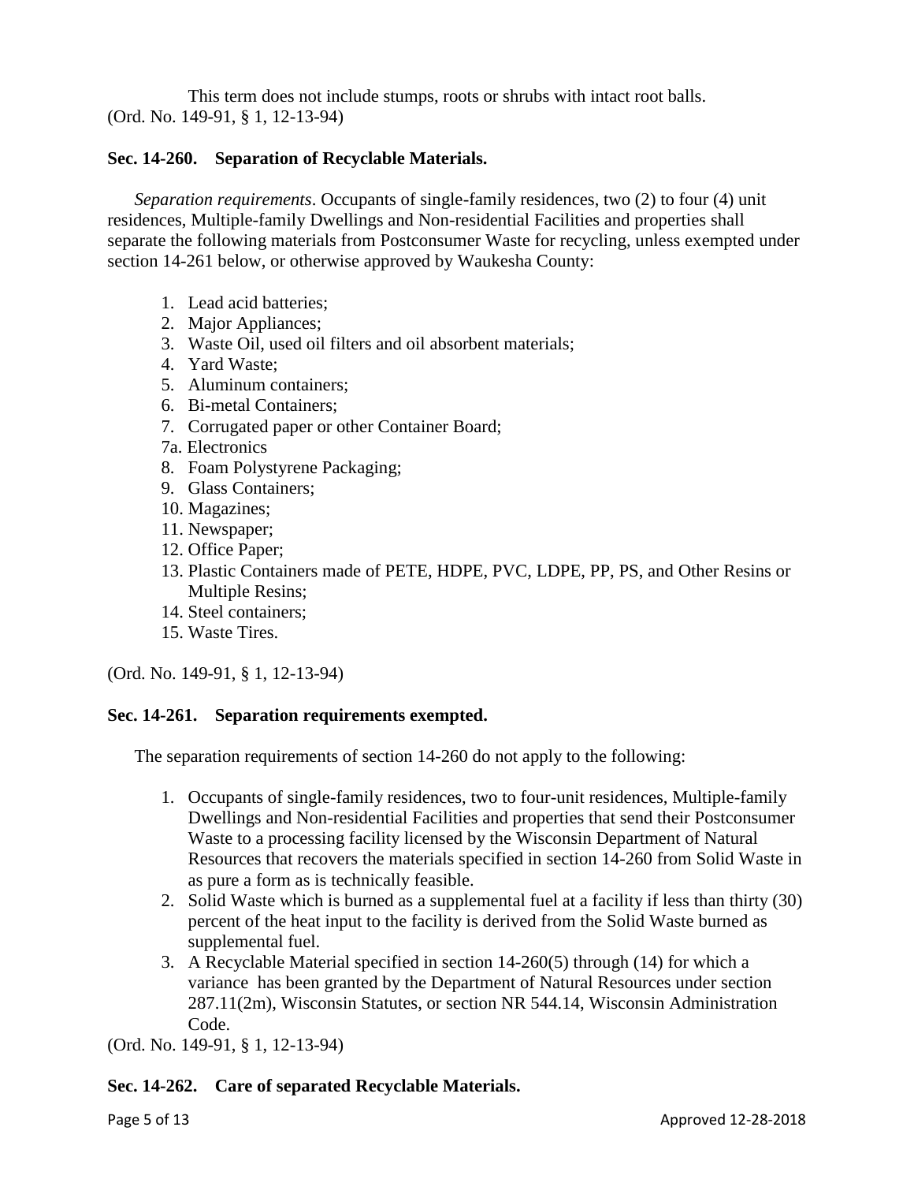This term does not include stumps, roots or shrubs with intact root balls.
(Ord. No. 149-91, § 1, 12-13-94)

**Sec. 14-260. Separation of Recyclable Materials.**

*Separation requirements*. Occupants of single-family residences, two (2) to four (4) unit residences, Multiple-family Dwellings and Non-residential Facilities and properties shall separate the following materials from Postconsumer Waste for recycling, unless exempted under section 14-261 below, or otherwise approved by Waukesha County:

1. Lead acid batteries;
2. Major Appliances;
3. Waste Oil, used oil filters and oil absorbent materials;
4. Yard Waste;
5. Aluminum containers;
6. Bi-metal Containers;
7. Corrugated paper or other Container Board;

7a. Electronics

8. Foam Polystyrene Packaging;
9. Glass Containers;
10. Magazines;
11. Newspaper;
12. Office Paper;
13. Plastic Containers made of PETE, HDPE, PVC, LDPE, PP, PS, and Other Resins or Multiple Resins;
14. Steel containers;
15. Waste Tires.

(Ord. No. 149-91, § 1, 12-13-94)

**Sec. 14-261. Separation requirements exempted.**

The separation requirements of section 14-260 do not apply to the following:

1. Occupants of single-family residences, two to four-unit residences, Multiple-family Dwellings and Non-residential Facilities and properties that send their Postconsumer Waste to a processing facility licensed by the Wisconsin Department of Natural Resources that recovers the materials specified in section 14-260 from Solid Waste in as pure a form as is technically feasible.
2. Solid Waste which is burned as a supplemental fuel at a facility if less than thirty (30) percent of the heat input to the facility is derived from the Solid Waste burned as supplemental fuel.
3. A Recyclable Material specified in section 14-260(5) through (14) for which a variance has been granted by the Department of Natural Resources under section 287.11(2m), Wisconsin Statutes, or section NR 544.14, Wisconsin Administration Code.

(Ord. No. 149-91, § 1, 12-13-94)

**Sec. 14-262. Care of separated Recyclable Materials.**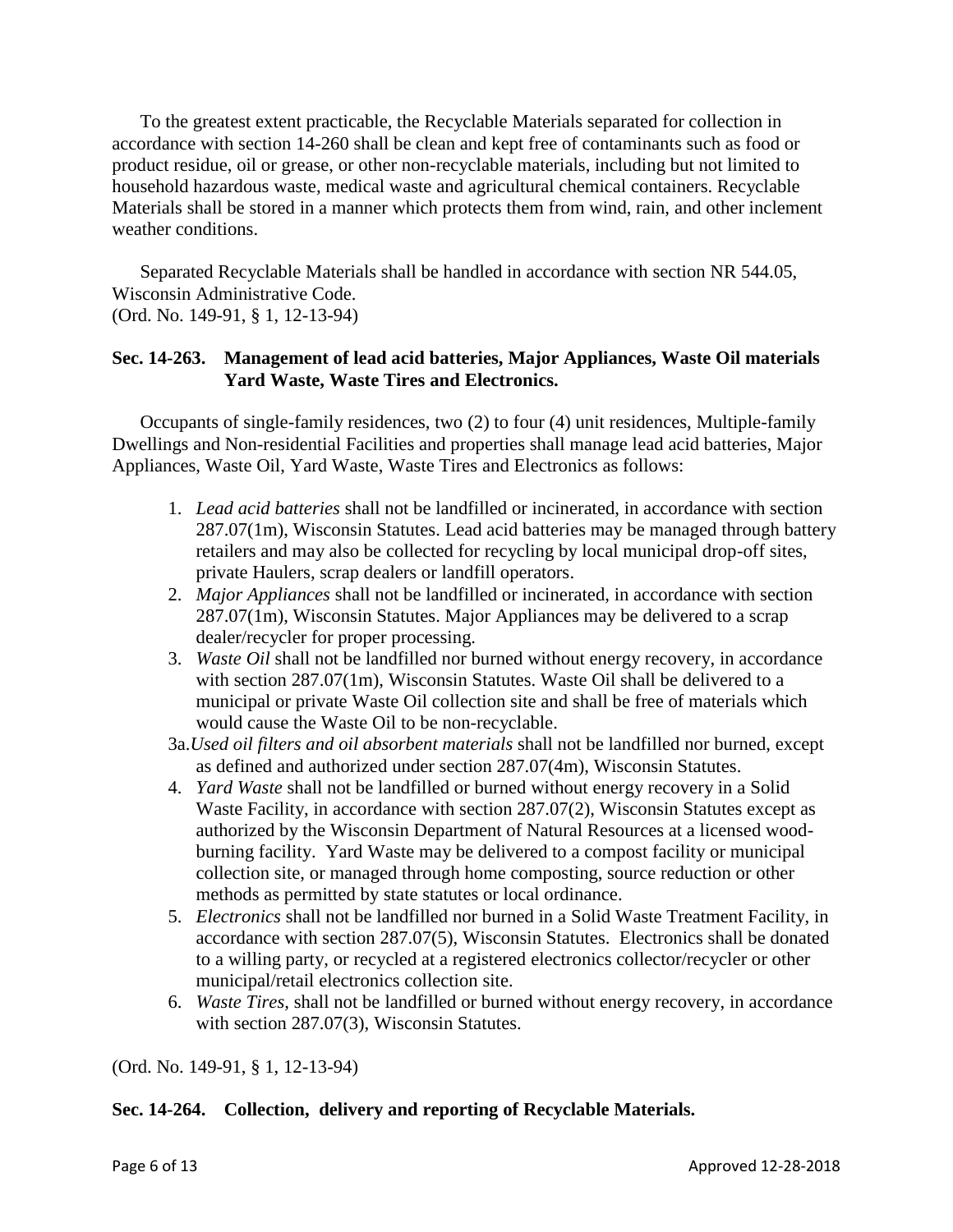To the greatest extent practicable, the Recyclable Materials separated for collection in accordance with section 14-260 shall be clean and kept free of contaminants such as food or product residue, oil or grease, or other non-recyclable materials, including but not limited to household hazardous waste, medical waste and agricultural chemical containers. Recyclable Materials shall be stored in a manner which protects them from wind, rain, and other inclement weather conditions.

Separated Recyclable Materials shall be handled in accordance with section NR 544.05, Wisconsin Administrative Code.
(Ord. No. 149-91, § 1, 12-13-94)

**Sec. 14-263. Management of lead acid batteries, Major Appliances, Waste Oil materials Yard Waste, Waste Tires and Electronics.**

Occupants of single-family residences, two (2) to four (4) unit residences, Multiple-family Dwellings and Non-residential Facilities and properties shall manage lead acid batteries, Major Appliances, Waste Oil, Yard Waste, Waste Tires and Electronics as follows:

1. *Lead acid batteries* shall not be landfilled or incinerated, in accordance with section 287.07(1m), Wisconsin Statutes. Lead acid batteries may be managed through battery retailers and may also be collected for recycling by local municipal drop-off sites, private Haulers, scrap dealers or landfill operators.
2. *Major Appliances* shall not be landfilled or incinerated, in accordance with section 287.07(1m), Wisconsin Statutes. Major Appliances may be delivered to a scrap dealer/recycler for proper processing.
3. *Waste Oil* shall not be landfilled nor burned without energy recovery, in accordance with section 287.07(1m), Wisconsin Statutes. Waste Oil shall be delivered to a municipal or private Waste Oil collection site and shall be free of materials which would cause the Waste Oil to be non-recyclable.

3a. *Used oil filters and oil absorbent materials* shall not be landfilled nor burned, except as defined and authorized under section 287.07(4m), Wisconsin Statutes.

4. *Yard Waste* shall not be landfilled or burned without energy recovery in a Solid Waste Facility, in accordance with section 287.07(2), Wisconsin Statutes except as authorized by the Wisconsin Department of Natural Resources at a licensed wood-burning facility. Yard Waste may be delivered to a compost facility or municipal collection site, or managed through home composting, source reduction or other methods as permitted by state statutes or local ordinance.
5. *Electronics* shall not be landfilled nor burned in a Solid Waste Treatment Facility, in accordance with section 287.07(5), Wisconsin Statutes. Electronics shall be donated to a willing party, or recycled at a registered electronics collector/recycler or other municipal/retail electronics collection site.
6. *Waste Tires*, shall not be landfilled or burned without energy recovery, in accordance with section 287.07(3), Wisconsin Statutes.

(Ord. No. 149-91, § 1, 12-13-94)

**Sec. 14-264. Collection, delivery and reporting of Recyclable Materials.**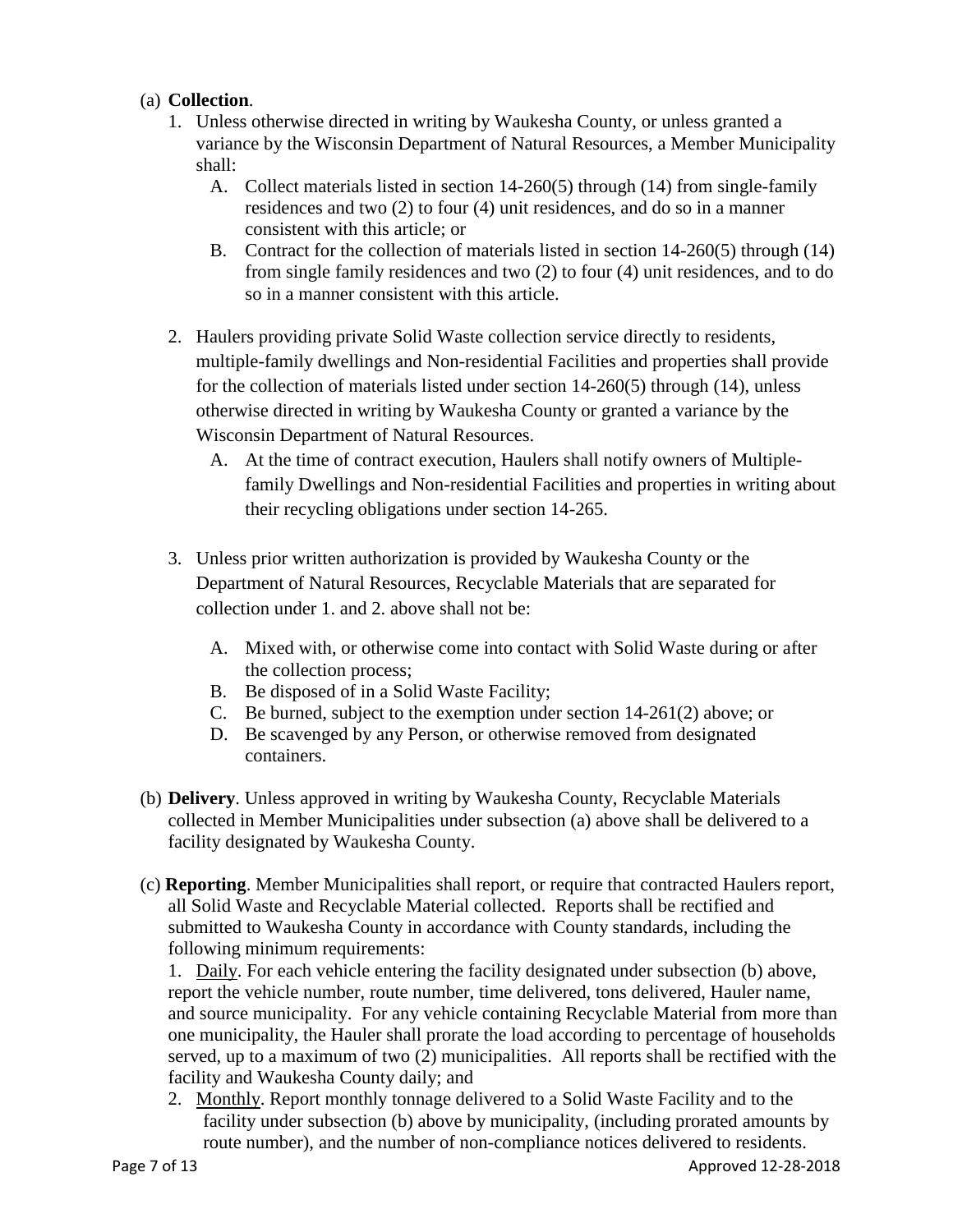(a) **Collection**.

1. Unless otherwise directed in writing by Waukesha County, or unless granted a variance by the Wisconsin Department of Natural Resources, a Member Municipality shall:
   A. Collect materials listed in section 14-260(5) through (14) from single-family residences and two (2) to four (4) unit residences, and do so in a manner consistent with this article; or
   B. Contract for the collection of materials listed in section 14-260(5) through (14) from single family residences and two (2) to four (4) unit residences, and to do so in a manner consistent with this article.

2. Haulers providing private Solid Waste collection service directly to residents, multiple-family dwellings and Non-residential Facilities and properties shall provide for the collection of materials listed under section 14-260(5) through (14), unless otherwise directed in writing by Waukesha County or granted a variance by the Wisconsin Department of Natural Resources.
   A. At the time of contract execution, Haulers shall notify owners of Multiple-family Dwellings and Non-residential Facilities and properties in writing about their recycling obligations under section 14-265.

3. Unless prior written authorization is provided by Waukesha County or the Department of Natural Resources, Recyclable Materials that are separated for collection under 1. and 2. above shall not be:
   A. Mixed with, or otherwise come into contact with Solid Waste during or after the collection process;
   B. Be disposed of in a Solid Waste Facility;
   C. Be burned, subject to the exemption under section 14-261(2) above; or
   D. Be scavenged by any Person, or otherwise removed from designated containers.

(b) **Delivery**. Unless approved in writing by Waukesha County, Recyclable Materials collected in Member Municipalities under subsection (a) above shall be delivered to a facility designated by Waukesha County.

(c) **Reporting**. Member Municipalities shall report, or require that contracted Haulers report, all Solid Waste and Recyclable Material collected. Reports shall be rectified and submitted to Waukesha County in accordance with County standards, including the following minimum requirements:

1. Daily. For each vehicle entering the facility designated under subsection (b) above, report the vehicle number, route number, time delivered, tons delivered, Hauler name, and source municipality. For any vehicle containing Recyclable Material from more than one municipality, the Hauler shall prorate the load according to percentage of households served, up to a maximum of two (2) municipalities. All reports shall be rectified with the facility and Waukesha County daily; and
2. Monthly. Report monthly tonnage delivered to a Solid Waste Facility and to the facility under subsection (b) above by municipality, (including prorated amounts by route number), and the number of non-compliance notices delivered to residents.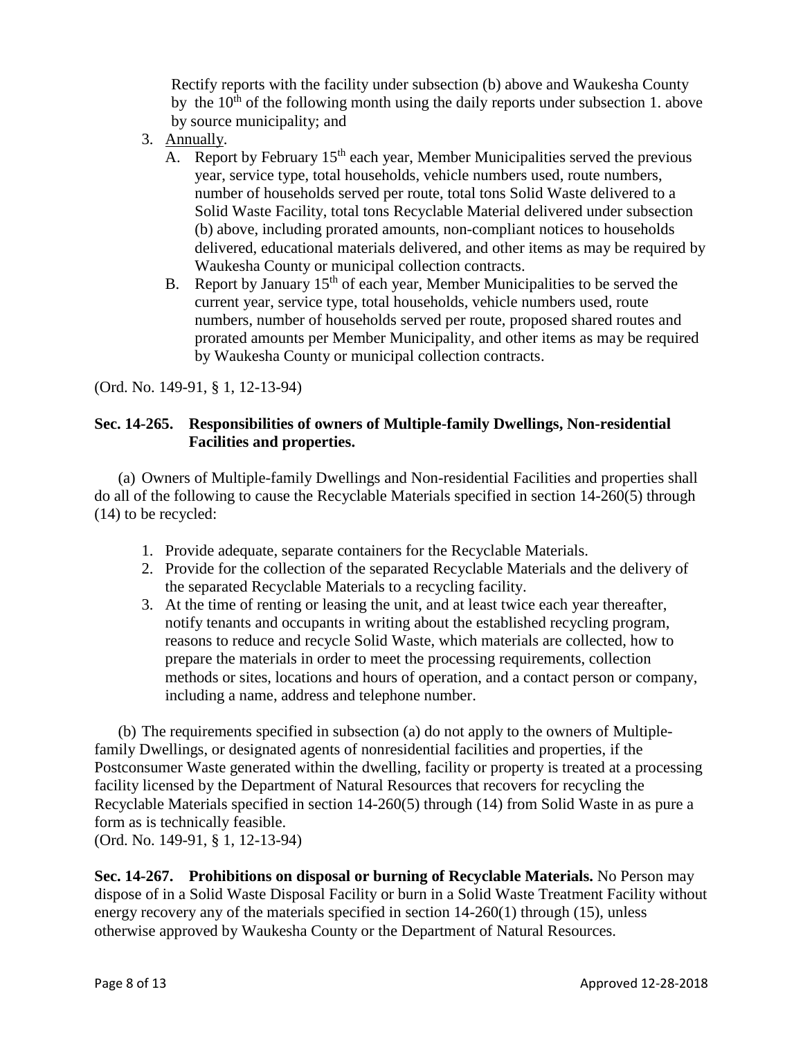Rectify reports with the facility under subsection (b) above and Waukesha County by the 10th of the following month using the daily reports under subsection 1. above by source municipality; and

3. Annually.
   A. Report by February 15th each year, Member Municipalities served the previous year, service type, total households, vehicle numbers used, route numbers, number of households served per route, total tons Solid Waste delivered to a Solid Waste Facility, total tons Recyclable Material delivered under subsection (b) above, including prorated amounts, non-compliant notices to households delivered, educational materials delivered, and other items as may be required by Waukesha County or municipal collection contracts.
   B. Report by January 15th of each year, Member Municipalities to be served the current year, service type, total households, vehicle numbers used, route numbers, number of households served per route, proposed shared routes and prorated amounts per Member Municipality, and other items as may be required by Waukesha County or municipal collection contracts.

(Ord. No. 149-91, § 1, 12-13-94)

**Sec. 14-265. Responsibilities of owners of Multiple-family Dwellings, Non-residential Facilities and properties.**

(a) Owners of Multiple-family Dwellings and Non-residential Facilities and properties shall do all of the following to cause the Recyclable Materials specified in section 14-260(5) through (14) to be recycled:

1. Provide adequate, separate containers for the Recyclable Materials.
2. Provide for the collection of the separated Recyclable Materials and the delivery of the separated Recyclable Materials to a recycling facility.
3. At the time of renting or leasing the unit, and at least twice each year thereafter, notify tenants and occupants in writing about the established recycling program, reasons to reduce and recycle Solid Waste, which materials are collected, how to prepare the materials in order to meet the processing requirements, collection methods or sites, locations and hours of operation, and a contact person or company, including a name, address and telephone number.

(b) The requirements specified in subsection (a) do not apply to the owners of Multiple-family Dwellings, or designated agents of nonresidential facilities and properties, if the Postconsumer Waste generated within the dwelling, facility or property is treated at a processing facility licensed by the Department of Natural Resources that recovers for recycling the Recyclable Materials specified in section 14-260(5) through (14) from Solid Waste in as pure a form as is technically feasible.
(Ord. No. 149-91, § 1, 12-13-94)

**Sec. 14-267. Prohibitions on disposal or burning of Recyclable Materials.** No Person may dispose of in a Solid Waste Disposal Facility or burn in a Solid Waste Treatment Facility without energy recovery any of the materials specified in section 14-260(1) through (15), unless otherwise approved by Waukesha County or the Department of Natural Resources.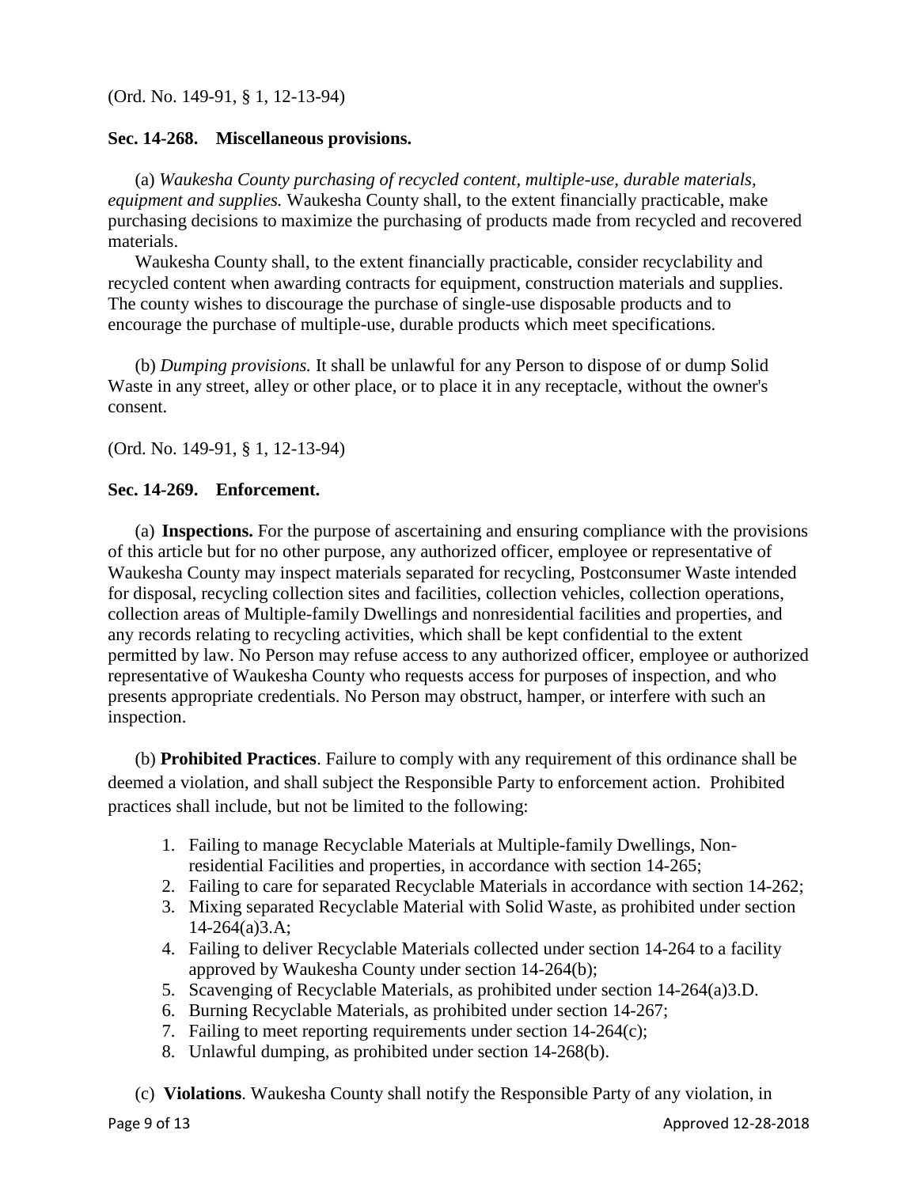(Ord. No. 149-91, § 1, 12-13-94)

**Sec. 14-268. Miscellaneous provisions.**

(a) *Waukesha County purchasing of recycled content, multiple-use, durable materials, equipment and supplies.* Waukesha County shall, to the extent financially practicable, make purchasing decisions to maximize the purchasing of products made from recycled and recovered materials.

Waukesha County shall, to the extent financially practicable, consider recyclability and recycled content when awarding contracts for equipment, construction materials and supplies. The county wishes to discourage the purchase of single-use disposable products and to encourage the purchase of multiple-use, durable products which meet specifications.

(b) *Dumping provisions.* It shall be unlawful for any Person to dispose of or dump Solid Waste in any street, alley or other place, or to place it in any receptacle, without the owner's consent.

(Ord. No. 149-91, § 1, 12-13-94)

**Sec. 14-269. Enforcement.**

(a) **Inspections.** For the purpose of ascertaining and ensuring compliance with the provisions of this article but for no other purpose, any authorized officer, employee or representative of Waukesha County may inspect materials separated for recycling, Postconsumer Waste intended for disposal, recycling collection sites and facilities, collection vehicles, collection operations, collection areas of Multiple-family Dwellings and nonresidential facilities and properties, and any records relating to recycling activities, which shall be kept confidential to the extent permitted by law. No Person may refuse access to any authorized officer, employee or authorized representative of Waukesha County who requests access for purposes of inspection, and who presents appropriate credentials. No Person may obstruct, hamper, or interfere with such an inspection.

(b) **Prohibited Practices**. Failure to comply with any requirement of this ordinance shall be deemed a violation, and shall subject the Responsible Party to enforcement action. Prohibited practices shall include, but not be limited to the following:

1. Failing to manage Recyclable Materials at Multiple-family Dwellings, Non-residential Facilities and properties, in accordance with section 14-265;
2. Failing to care for separated Recyclable Materials in accordance with section 14-262;
3. Mixing separated Recyclable Material with Solid Waste, as prohibited under section 14-264(a)3.A;
4. Failing to deliver Recyclable Materials collected under section 14-264 to a facility approved by Waukesha County under section 14-264(b);
5. Scavenging of Recyclable Materials, as prohibited under section 14-264(a)3.D.
6. Burning Recyclable Materials, as prohibited under section 14-267;
7. Failing to meet reporting requirements under section 14-264(c);
8. Unlawful dumping, as prohibited under section 14-268(b).

(c) **Violations**. Waukesha County shall notify the Responsible Party of any violation, in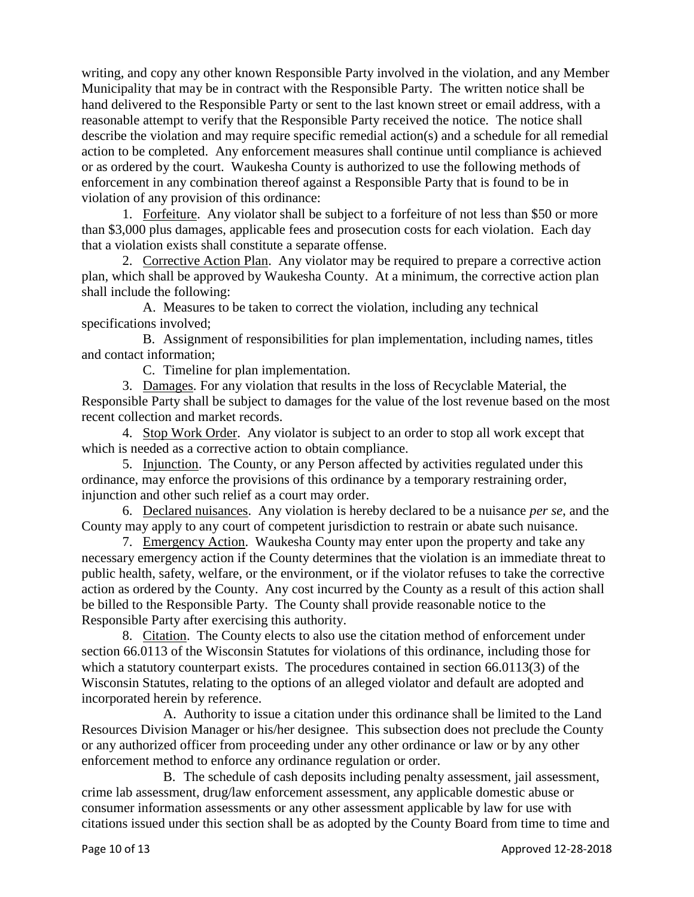writing, and copy any other known Responsible Party involved in the violation, and any Member Municipality that may be in contract with the Responsible Party. The written notice shall be hand delivered to the Responsible Party or sent to the last known street or email address, with a reasonable attempt to verify that the Responsible Party received the notice. The notice shall describe the violation and may require specific remedial action(s) and a schedule for all remedial action to be completed. Any enforcement measures shall continue until compliance is achieved or as ordered by the court. Waukesha County is authorized to use the following methods of enforcement in any combination thereof against a Responsible Party that is found to be in violation of any provision of this ordinance:

1. <u>Forfeiture</u>. Any violator shall be subject to a forfeiture of not less than $50 or more than $3,000 plus damages, applicable fees and prosecution costs for each violation. Each day that a violation exists shall constitute a separate offense.

2. <u>Corrective Action Plan</u>. Any violator may be required to prepare a corrective action plan, which shall be approved by Waukesha County. At a minimum, the corrective action plan shall include the following:

   A. Measures to be taken to correct the violation, including any technical specifications involved;

   B. Assignment of responsibilities for plan implementation, including names, titles and contact information;

   C. Timeline for plan implementation.

3. <u>Damages</u>. For any violation that results in the loss of Recyclable Material, the Responsible Party shall be subject to damages for the value of the lost revenue based on the most recent collection and market records.

4. <u>Stop Work Order</u>. Any violator is subject to an order to stop all work except that which is needed as a corrective action to obtain compliance.

5. <u>Injunction</u>. The County, or any Person affected by activities regulated under this ordinance, may enforce the provisions of this ordinance by a temporary restraining order, injunction and other such relief as a court may order.

6. <u>Declared nuisances</u>. Any violation is hereby declared to be a nuisance *per se*, and the County may apply to any court of competent jurisdiction to restrain or abate such nuisance.

7. <u>Emergency Action</u>. Waukesha County may enter upon the property and take any necessary emergency action if the County determines that the violation is an immediate threat to public health, safety, welfare, or the environment, or if the violator refuses to take the corrective action as ordered by the County. Any cost incurred by the County as a result of this action shall be billed to the Responsible Party. The County shall provide reasonable notice to the Responsible Party after exercising this authority.

8. <u>Citation</u>. The County elects to also use the citation method of enforcement under section 66.0113 of the Wisconsin Statutes for violations of this ordinance, including those for which a statutory counterpart exists. The procedures contained in section 66.0113(3) of the Wisconsin Statutes, relating to the options of an alleged violator and default are adopted and incorporated herein by reference.

   A. Authority to issue a citation under this ordinance shall be limited to the Land Resources Division Manager or his/her designee. This subsection does not preclude the County or any authorized officer from proceeding under any other ordinance or law or by any other enforcement method to enforce any ordinance regulation or order.

   B. The schedule of cash deposits including penalty assessment, jail assessment, crime lab assessment, drug/law enforcement assessment, any applicable domestic abuse or consumer information assessments or any other assessment applicable by law for use with citations issued under this section shall be as adopted by the County Board from time to time and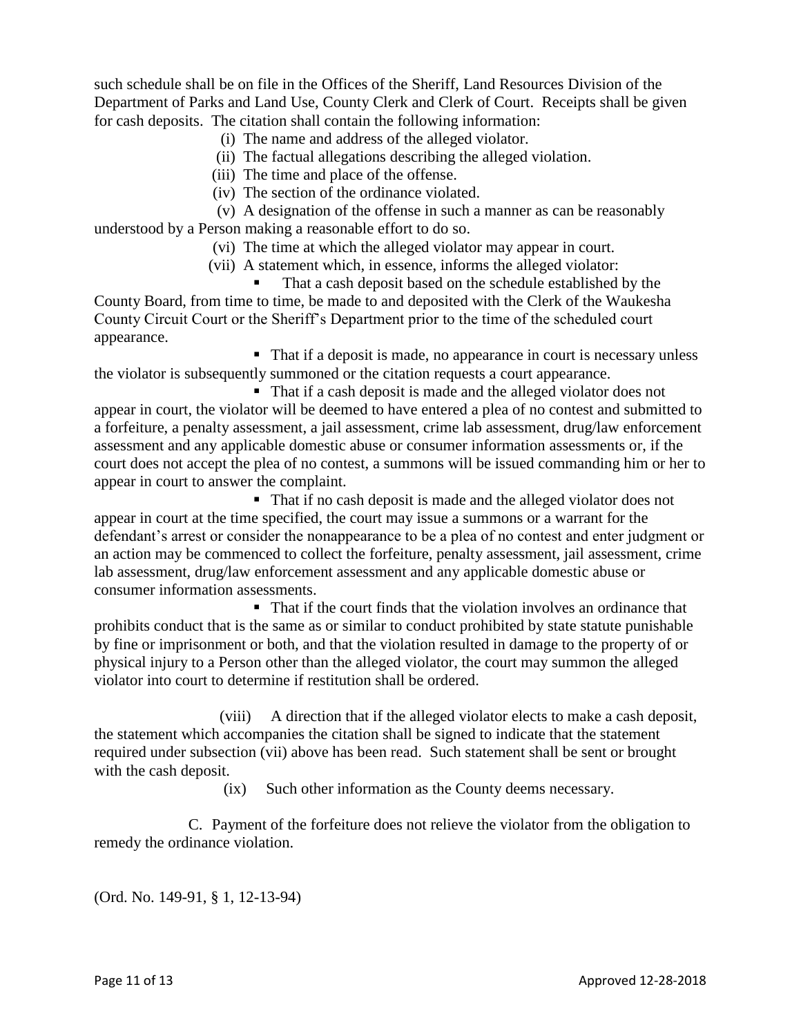such schedule shall be on file in the Offices of the Sheriff, Land Resources Division of the Department of Parks and Land Use, County Clerk and Clerk of Court. Receipts shall be given for cash deposits. The citation shall contain the following information:

(i) The name and address of the alleged violator.

(ii) The factual allegations describing the alleged violation.

(iii) The time and place of the offense.

(iv) The section of the ordinance violated.

(v) A designation of the offense in such a manner as can be reasonably understood by a Person making a reasonable effort to do so.

(vi) The time at which the alleged violator may appear in court.

(vii) A statement which, in essence, informs the alleged violator:

- That a cash deposit based on the schedule established by the County Board, from time to time, be made to and deposited with the Clerk of the Waukesha County Circuit Court or the Sheriff's Department prior to the time of the scheduled court appearance.
- That if a deposit is made, no appearance in court is necessary unless the violator is subsequently summoned or the citation requests a court appearance.
- That if a cash deposit is made and the alleged violator does not appear in court, the violator will be deemed to have entered a plea of no contest and submitted to a forfeiture, a penalty assessment, a jail assessment, crime lab assessment, drug/law enforcement assessment and any applicable domestic abuse or consumer information assessments or, if the court does not accept the plea of no contest, a summons will be issued commanding him or her to appear in court to answer the complaint.
- That if no cash deposit is made and the alleged violator does not appear in court at the time specified, the court may issue a summons or a warrant for the defendant's arrest or consider the nonappearance to be a plea of no contest and enter judgment or an action may be commenced to collect the forfeiture, penalty assessment, jail assessment, crime lab assessment, drug/law enforcement assessment and any applicable domestic abuse or consumer information assessments.
- That if the court finds that the violation involves an ordinance that prohibits conduct that is the same as or similar to conduct prohibited by state statute punishable by fine or imprisonment or both, and that the violation resulted in damage to the property of or physical injury to a Person other than the alleged violator, the court may summon the alleged violator into court to determine if restitution shall be ordered.

(viii) A direction that if the alleged violator elects to make a cash deposit, the statement which accompanies the citation shall be signed to indicate that the statement required under subsection (vii) above has been read. Such statement shall be sent or brought with the cash deposit.

(ix) Such other information as the County deems necessary.

C. Payment of the forfeiture does not relieve the violator from the obligation to remedy the ordinance violation.

(Ord. No. 149-91, § 1, 12-13-94)